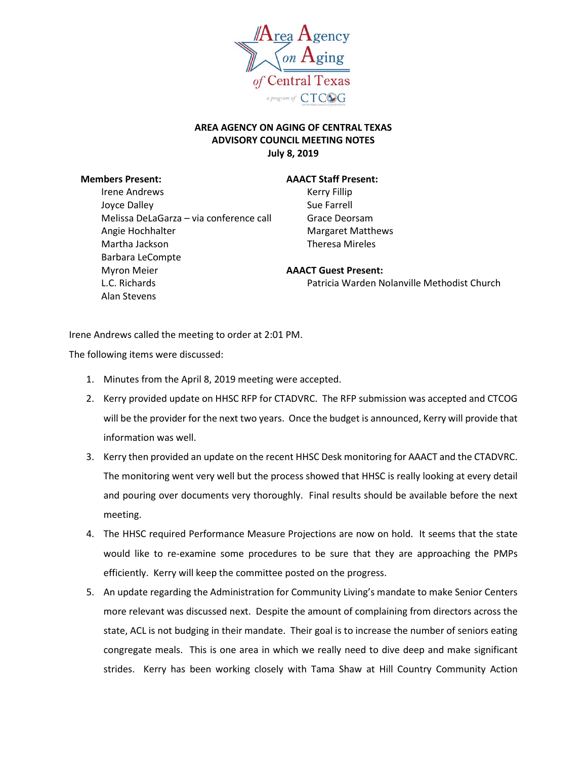# AREA AGENCY ON AGING OF CENTRAL TEXAS
## ADVISORY COUNCIL MEETING NOTES
### July 8, 2019

**Members Present:**
- Irene Andrews
- Joyce Dalley
- Melissa DeLaGarza – via conference call
- Angie Hochhalter
- Martha Jackson
- Barbara LeCompte
- Myron Meier
- L.C. Richards
- Alan Stevens

**AAACT Staff Present:**
- Kerry Fillip
- Sue Farrell
- Grace Deorsam
- Margaret Matthews
- Theresa Mireles

**AAACT Guest Present:**
- Patricia Warden Nolanville Methodist Church

Irene Andrews called the meeting to order at 2:01 PM.

The following items were discussed:

1. Minutes from the April 8, 2019 meeting were accepted.
2. Kerry provided update on HHSC RFP for CTADVRC. The RFP submission was accepted and CTCOG will be the provider for the next two years. Once the budget is announced, Kerry will provide that information was well.
3. Kerry then provided an update on the recent HHSC Desk monitoring for AAACT and the CTADVRC. The monitoring went very well but the process showed that HHSC is really looking at every detail and pouring over documents very thoroughly. Final results should be available before the next meeting.
4. The HHSC required Performance Measure Projections are now on hold. It seems that the state would like to re-examine some procedures to be sure that they are approaching the PMPs efficiently. Kerry will keep the committee posted on the progress.
5. An update regarding the Administration for Community Living's mandate to make Senior Centers more relevant was discussed next. Despite the amount of complaining from directors across the state, ACL is not budging in their mandate. Their goal is to increase the number of seniors eating congregate meals. This is one area in which we really need to dive deep and make significant strides. Kerry has been working closely with Tama Shaw at Hill Country Community Action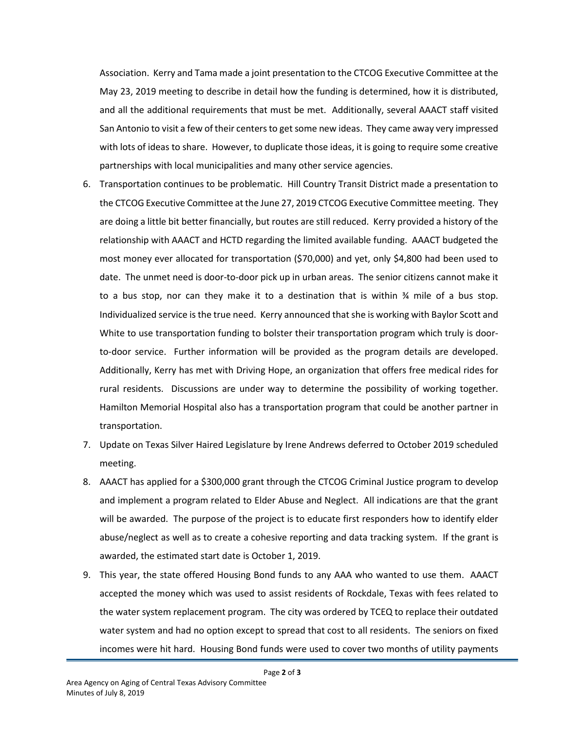Association. Kerry and Tama made a joint presentation to the CTCOG Executive Committee at the May 23, 2019 meeting to describe in detail how the funding is determined, how it is distributed, and all the additional requirements that must be met. Additionally, several AAACT staff visited San Antonio to visit a few of their centers to get some new ideas. They came away very impressed with lots of ideas to share. However, to duplicate those ideas, it is going to require some creative partnerships with local municipalities and many other service agencies.

6. Transportation continues to be problematic. Hill Country Transit District made a presentation to the CTCOG Executive Committee at the June 27, 2019 CTCOG Executive Committee meeting. They are doing a little bit better financially, but routes are still reduced. Kerry provided a history of the relationship with AAACT and HCTD regarding the limited available funding. AAACT budgeted the most money ever allocated for transportation ($70,000) and yet, only $4,800 had been used to date. The unmet need is door-to-door pick up in urban areas. The senior citizens cannot make it to a bus stop, nor can they make it to a destination that is within ¾ mile of a bus stop. Individualized service is the true need. Kerry announced that she is working with Baylor Scott and White to use transportation funding to bolster their transportation program which truly is door-to-door service. Further information will be provided as the program details are developed. Additionally, Kerry has met with Driving Hope, an organization that offers free medical rides for rural residents. Discussions are under way to determine the possibility of working together. Hamilton Memorial Hospital also has a transportation program that could be another partner in transportation.
7. Update on Texas Silver Haired Legislature by Irene Andrews deferred to October 2019 scheduled meeting.
8. AAACT has applied for a $300,000 grant through the CTCOG Criminal Justice program to develop and implement a program related to Elder Abuse and Neglect. All indications are that the grant will be awarded. The purpose of the project is to educate first responders how to identify elder abuse/neglect as well as to create a cohesive reporting and data tracking system. If the grant is awarded, the estimated start date is October 1, 2019.
9. This year, the state offered Housing Bond funds to any AAA who wanted to use them. AAACT accepted the money which was used to assist residents of Rockdale, Texas with fees related to the water system replacement program. The city was ordered by TCEQ to replace their outdated water system and had no option except to spread that cost to all residents. The seniors on fixed incomes were hit hard. Housing Bond funds were used to cover two months of utility payments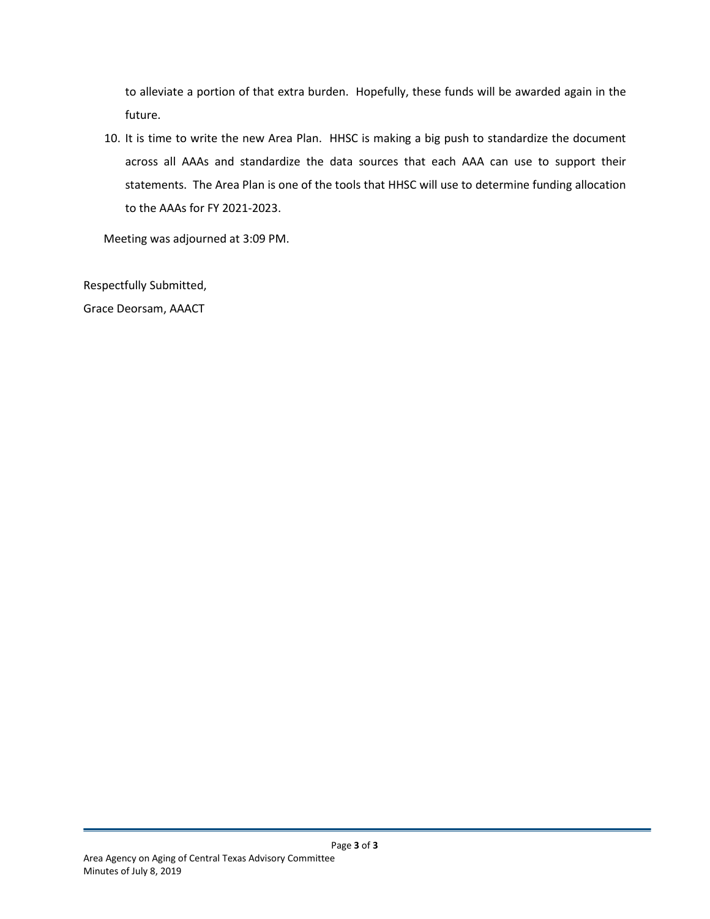to alleviate a portion of that extra burden. Hopefully, these funds will be awarded again in the future.

10. It is time to write the new Area Plan. HHSC is making a big push to standardize the document across all AAAs and standardize the data sources that each AAA can use to support their statements. The Area Plan is one of the tools that HHSC will use to determine funding allocation to the AAAs for FY 2021-2023.

Meeting was adjourned at 3:09 PM.

Respectfully Submitted,
Grace Deorsam, AAACT